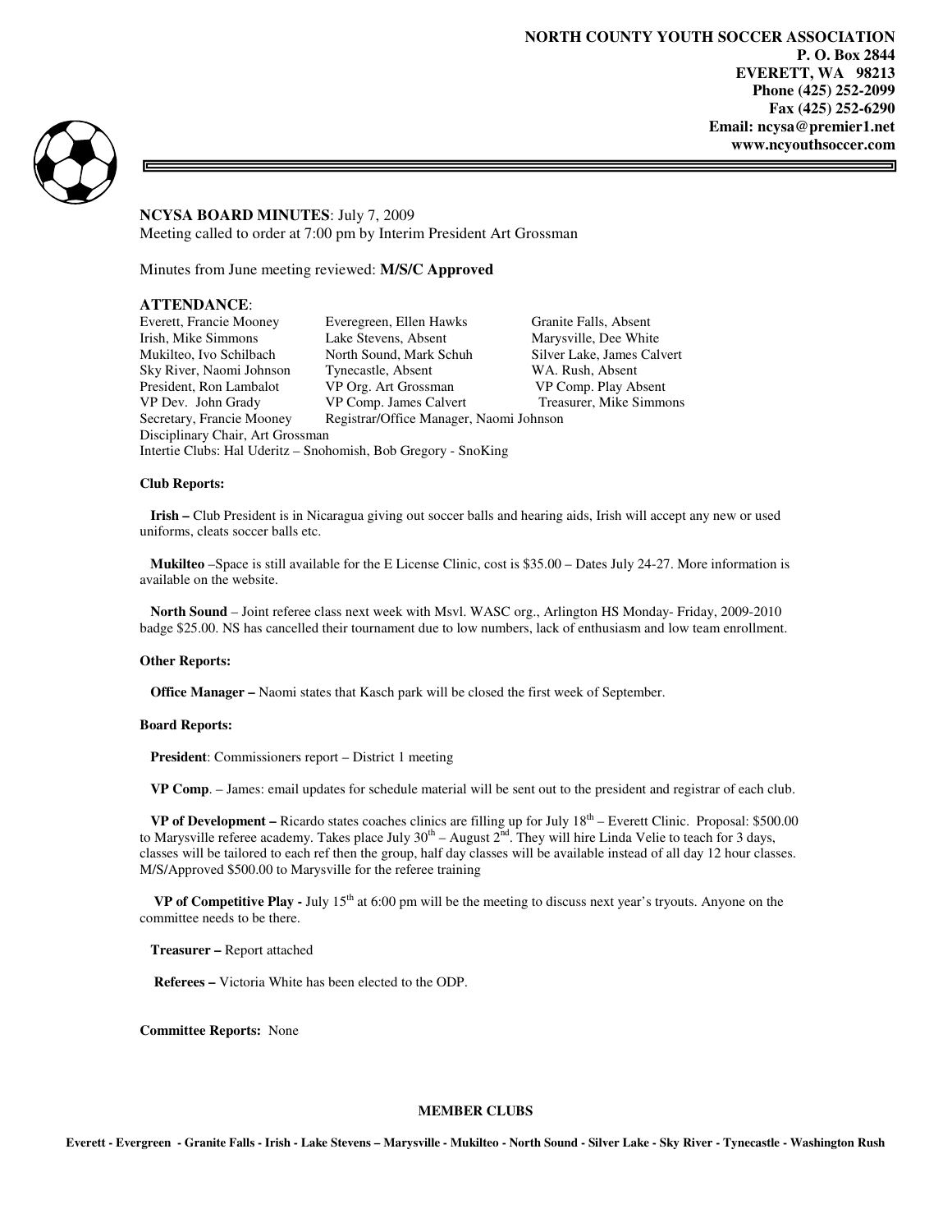**NORTH COUNTY YOUTH SOCCER ASSOCIATION**
**P. O. Box 2844**
**EVERETT, WA 98213**
**Phone (425) 252-2099**
**Fax (425) 252-6290**
**Email: ncysa@premier1.net**
**www.ncyouthsoccer.com**

**NCYSA BOARD MINUTES**: July 7, 2009
Meeting called to order at 7:00 pm by Interim President Art Grossman

Minutes from June meeting reviewed: **M/S/C Approved**

**ATTENDANCE**:

| | | |
|---|---|---|
| Everett, Francie Mooney | Everegreen, Ellen Hawks | Granite Falls, Absent |
| Irish, Mike Simmons | Lake Stevens, Absent | Marysville, Dee White |
| Mukilteo, Ivo Schilbach | North Sound, Mark Schuh | Silver Lake, James Calvert |
| Sky River, Naomi Johnson | Tynecastle, Absent | WA. Rush, Absent |
| President, Ron Lambalot | VP Org. Art Grossman | VP Comp. Play Absent |
| VP Dev. John Grady | VP Comp. James Calvert | Treasurer, Mike Simmons |
| Secretary, Francie Mooney | Registrar/Office Manager, Naomi Johnson | |

Disciplinary Chair, Art Grossman
Intertie Clubs: Hal Uderitz – Snohomish, Bob Gregory - SnoKing

**Club Reports:**

**Irish –** Club President is in Nicaragua giving out soccer balls and hearing aids, Irish will accept any new or used uniforms, cleats soccer balls etc.

**Mukilteo** –Space is still available for the E License Clinic, cost is $35.00 – Dates July 24-27. More information is available on the website.

**North Sound** – Joint referee class next week with Msvl. WASC org., Arlington HS Monday- Friday, 2009-2010 badge $25.00. NS has cancelled their tournament due to low numbers, lack of enthusiasm and low team enrollment.

**Other Reports:**

**Office Manager –** Naomi states that Kasch park will be closed the first week of September.

**Board Reports:**

**President**: Commissioners report – District 1 meeting

**VP Comp**. – James: email updates for schedule material will be sent out to the president and registrar of each club.

**VP of Development –** Ricardo states coaches clinics are filling up for July 18th – Everett Clinic. Proposal: $500.00 to Marysville referee academy. Takes place July 30th – August 2nd. They will hire Linda Velie to teach for 3 days, classes will be tailored to each ref then the group, half day classes will be available instead of all day 12 hour classes. M/S/Approved $500.00 to Marysville for the referee training

**VP of Competitive Play -** July 15th at 6:00 pm will be the meeting to discuss next year's tryouts. Anyone on the committee needs to be there.

**Treasurer –** Report attached

**Referees –** Victoria White has been elected to the ODP.

**Committee Reports:** None

**MEMBER CLUBS**

**Everett - Evergreen - Granite Falls - Irish - Lake Stevens – Marysville - Mukilteo - North Sound - Silver Lake - Sky River - Tynecastle - Washington Rush**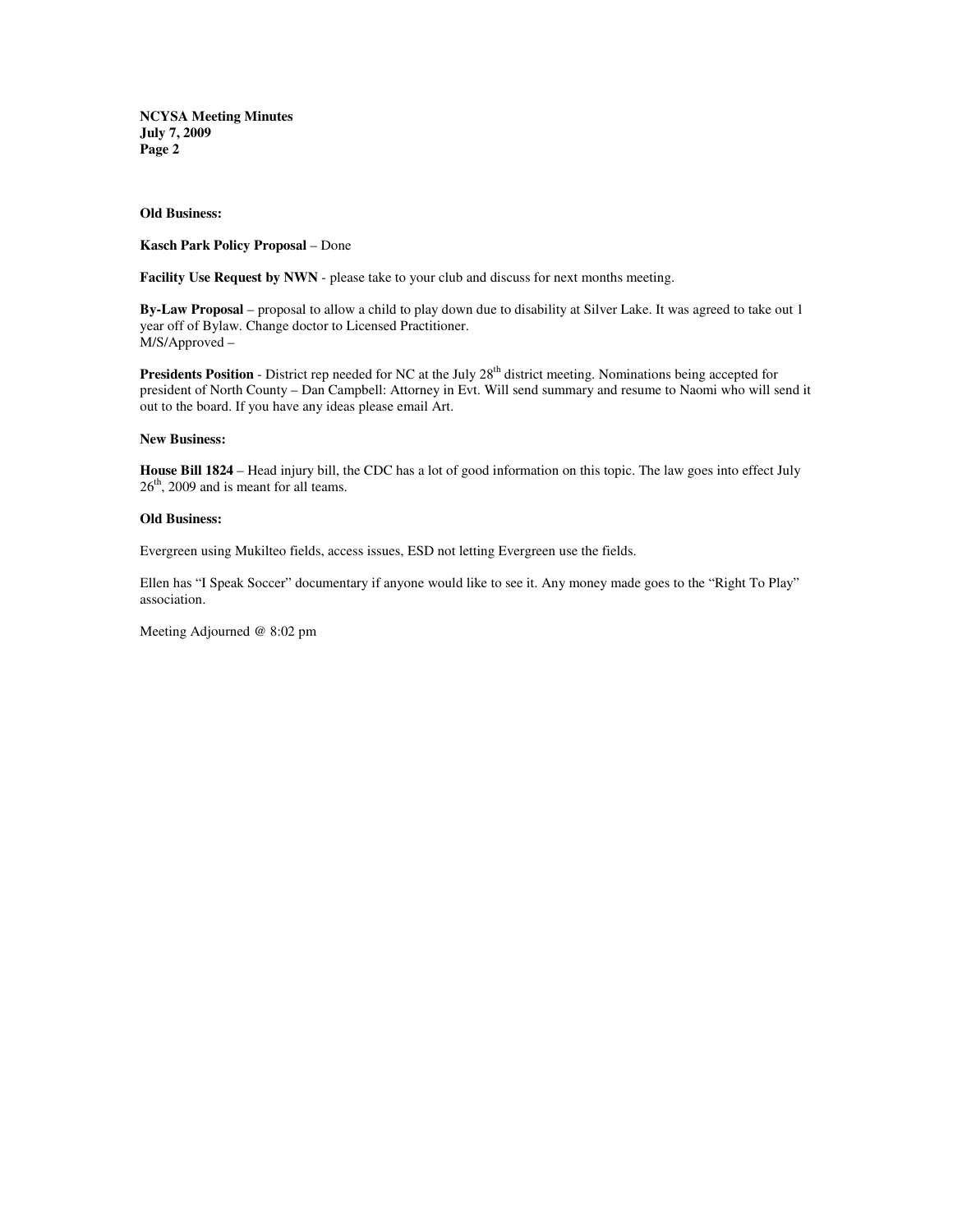**Old Business:**

**Kasch Park Policy Proposal** – Done

**Facility Use Request by NWN** - please take to your club and discuss for next months meeting.

**By-Law Proposal** – proposal to allow a child to play down due to disability at Silver Lake. It was agreed to take out 1 year off of Bylaw. Change doctor to Licensed Practitioner.
M/S/Approved –

**Presidents Position** - District rep needed for NC at the July 28th district meeting. Nominations being accepted for president of North County – Dan Campbell: Attorney in Evt. Will send summary and resume to Naomi who will send it out to the board. If you have any ideas please email Art.

**New Business:**

**House Bill 1824** – Head injury bill, the CDC has a lot of good information on this topic. The law goes into effect July 26th, 2009 and is meant for all teams.

**Old Business:**

Evergreen using Mukilteo fields, access issues, ESD not letting Evergreen use the fields.

Ellen has "I Speak Soccer" documentary if anyone would like to see it. Any money made goes to the "Right To Play" association.

Meeting Adjourned @ 8:02 pm